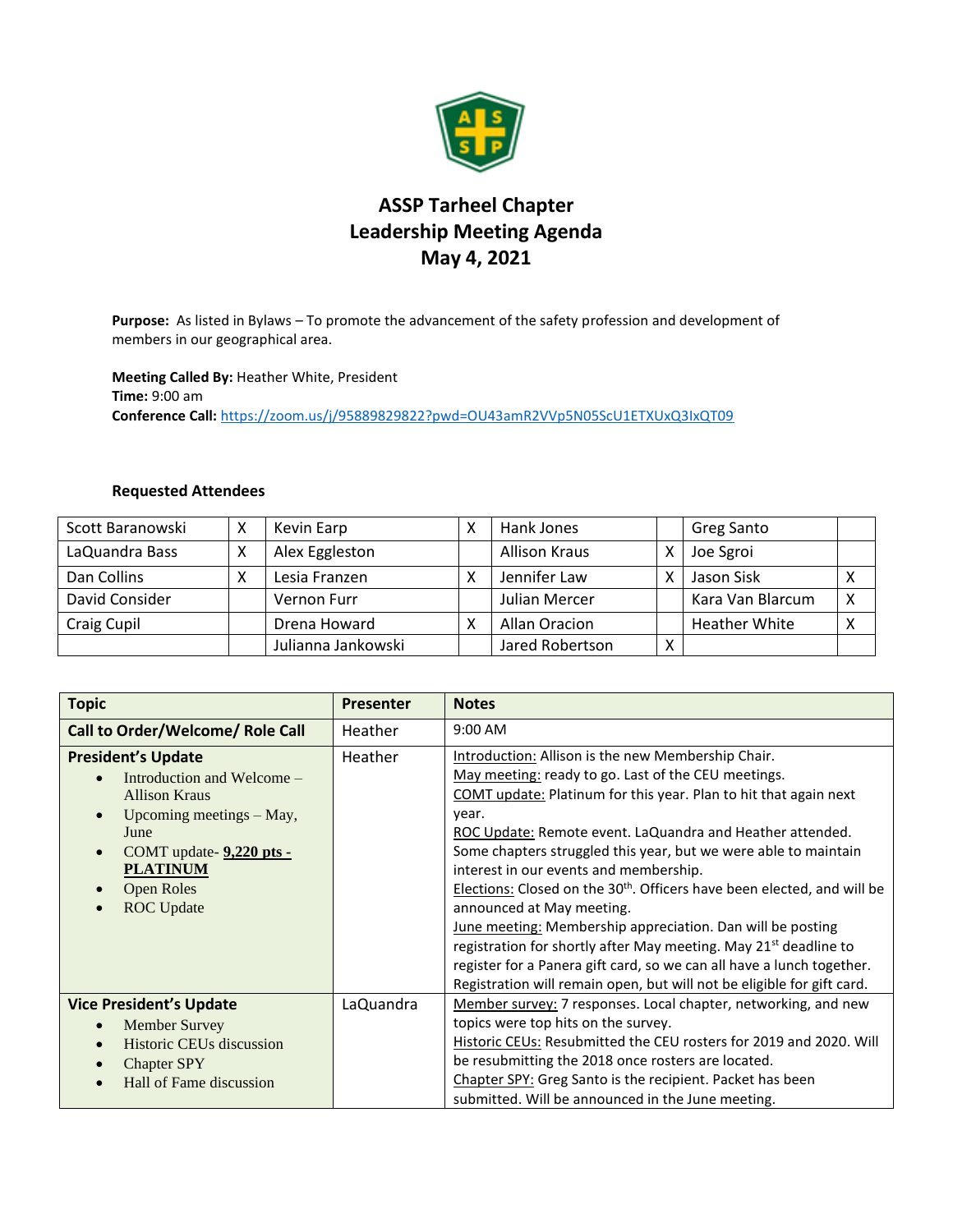# ASSP Tarheel Chapter
## Leadership Meeting Agenda
## May 4, 2021

**Purpose:** As listed in Bylaws – To promote the advancement of the safety profession and development of members in our geographical area.

**Meeting Called By:** Heather White, President
**Time:** 9:00 am
**Conference Call:** https://zoom.us/j/95889829822?pwd=OU43amR2VVp5N05ScU1ETXUxQ3IxQT09

### Requested Attendees

| | | | | | | | |
|---|---|---|---|---|---|---|---|
| Scott Baranowski | X | Kevin Earp | X | Hank Jones | | Greg Santo | |
| LaQuandra Bass | X | Alex Eggleston | | Allison Kraus | X | Joe Sgroi | |
| Dan Collins | X | Lesia Franzen | X | Jennifer Law | X | Jason Sisk | X |
| David Consider | | Vernon Furr | | Julian Mercer | | Kara Van Blarcum | X |
| Craig Cupil | | Drena Howard | X | Allan Oracion | | Heather White | X |
| | | Julianna Jankowski | | Jared Robertson | X | | |

| Topic | Presenter | Notes |
|---|---|---|
| **Call to Order/Welcome/ Role Call** | Heather | 9:00 AM |
| **President's Update**<br>• Introduction and Welcome – Allison Kraus<br>• Upcoming meetings – May, June<br>• COMT update- **9,220 pts - PLATINUM**<br>• Open Roles<br>• ROC Update | Heather | Introduction: Allison is the new Membership Chair.<br>May meeting: ready to go. Last of the CEU meetings.<br>COMT update: Platinum for this year. Plan to hit that again next year.<br>ROC Update: Remote event. LaQuandra and Heather attended. Some chapters struggled this year, but we were able to maintain interest in our events and membership.<br>Elections: Closed on the 30th. Officers have been elected, and will be announced at May meeting.<br>June meeting: Membership appreciation. Dan will be posting registration for shortly after May meeting. May 21st deadline to register for a Panera gift card, so we can all have a lunch together. Registration will remain open, but will not be eligible for gift card. |
| **Vice President's Update**<br>• Member Survey<br>• Historic CEUs discussion<br>• Chapter SPY<br>• Hall of Fame discussion | LaQuandra | Member survey: 7 responses. Local chapter, networking, and new topics were top hits on the survey.<br>Historic CEUs: Resubmitted the CEU rosters for 2019 and 2020. Will be resubmitting the 2018 once rosters are located.<br>Chapter SPY: Greg Santo is the recipient. Packet has been submitted. Will be announced in the June meeting. |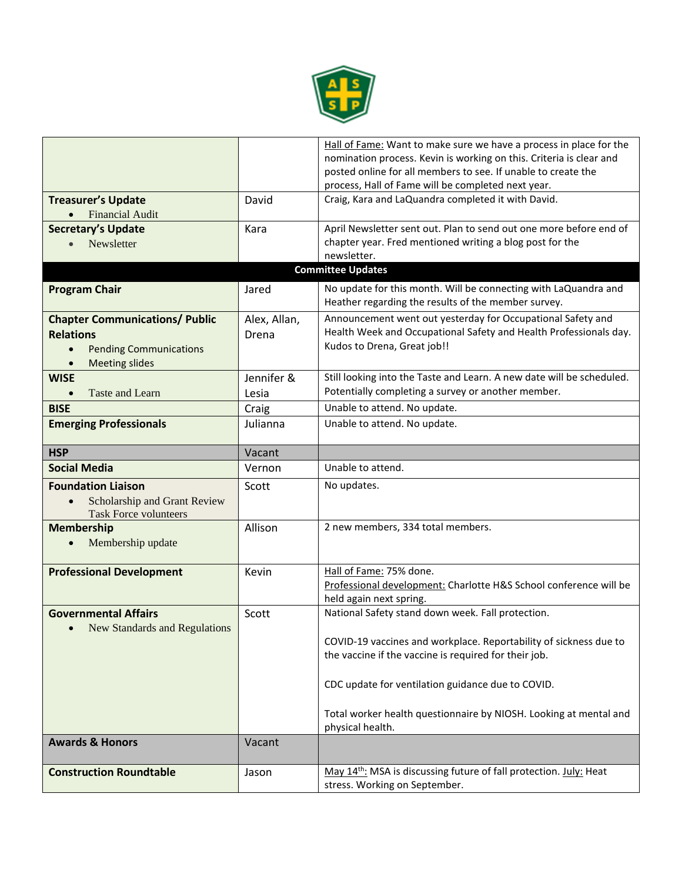| | | |
|---|---|---|
| | | Hall of Fame: Want to make sure we have a process in place for the nomination process. Kevin is working on this. Criteria is clear and posted online for all members to see. If unable to create the process, Hall of Fame will be completed next year. |
| **Treasurer's Update**<br>• Financial Audit | David | Craig, Kara and LaQuandra completed it with David. |
| **Secretary's Update**<br>• Newsletter | Kara | April Newsletter sent out. Plan to send out one more before end of chapter year. Fred mentioned writing a blog post for the newsletter. |
| | **Committee Updates** | |
| **Program Chair** | Jared | No update for this month. Will be connecting with LaQuandra and Heather regarding the results of the member survey. |
| **Chapter Communications/ Public Relations**<br>• Pending Communications<br>• Meeting slides | Alex, Allan, Drena | Announcement went out yesterday for Occupational Safety and Health Week and Occupational Safety and Health Professionals day. Kudos to Drena, Great job!! |
| **WISE**<br>• Taste and Learn | Jennifer & Lesia | Still looking into the Taste and Learn. A new date will be scheduled. Potentially completing a survey or another member. |
| **BISE** | Craig | Unable to attend. No update. |
| **Emerging Professionals** | Julianna | Unable to attend. No update. |
| **HSP** | Vacant | |
| **Social Media** | Vernon | Unable to attend. |
| **Foundation Liaison**<br>• Scholarship and Grant Review Task Force volunteers | Scott | No updates. |
| **Membership**<br>• Membership update | Allison | 2 new members, 334 total members. |
| **Professional Development** | Kevin | Hall of Fame: 75% done.<br>Professional development: Charlotte H&S School conference will be held again next spring. |
| **Governmental Affairs**<br>• New Standards and Regulations | Scott | National Safety stand down week. Fall protection.<br><br>COVID-19 vaccines and workplace. Reportability of sickness due to the vaccine if the vaccine is required for their job.<br><br>CDC update for ventilation guidance due to COVID.<br><br>Total worker health questionnaire by NIOSH. Looking at mental and physical health. |
| **Awards & Honors** | Vacant | |
| **Construction Roundtable** | Jason | May 14th: MSA is discussing future of fall protection. July: Heat stress. Working on September. |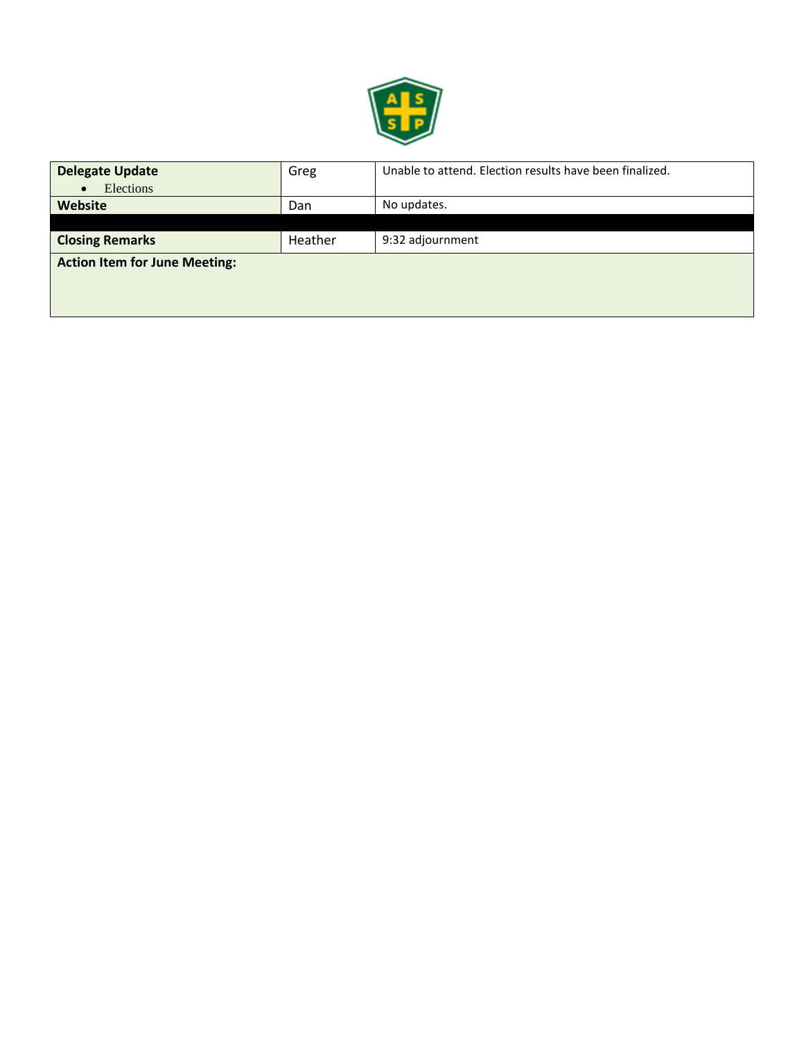| | | |
|---|---|---|
| **Delegate Update**<br>• Elections | Greg | Unable to attend. Election results have been finalized. |
| **Website** | Dan | No updates. |
| | | |
| **Closing Remarks** | Heather | 9:32 adjournment |
| **Action Item for June Meeting:** | | |